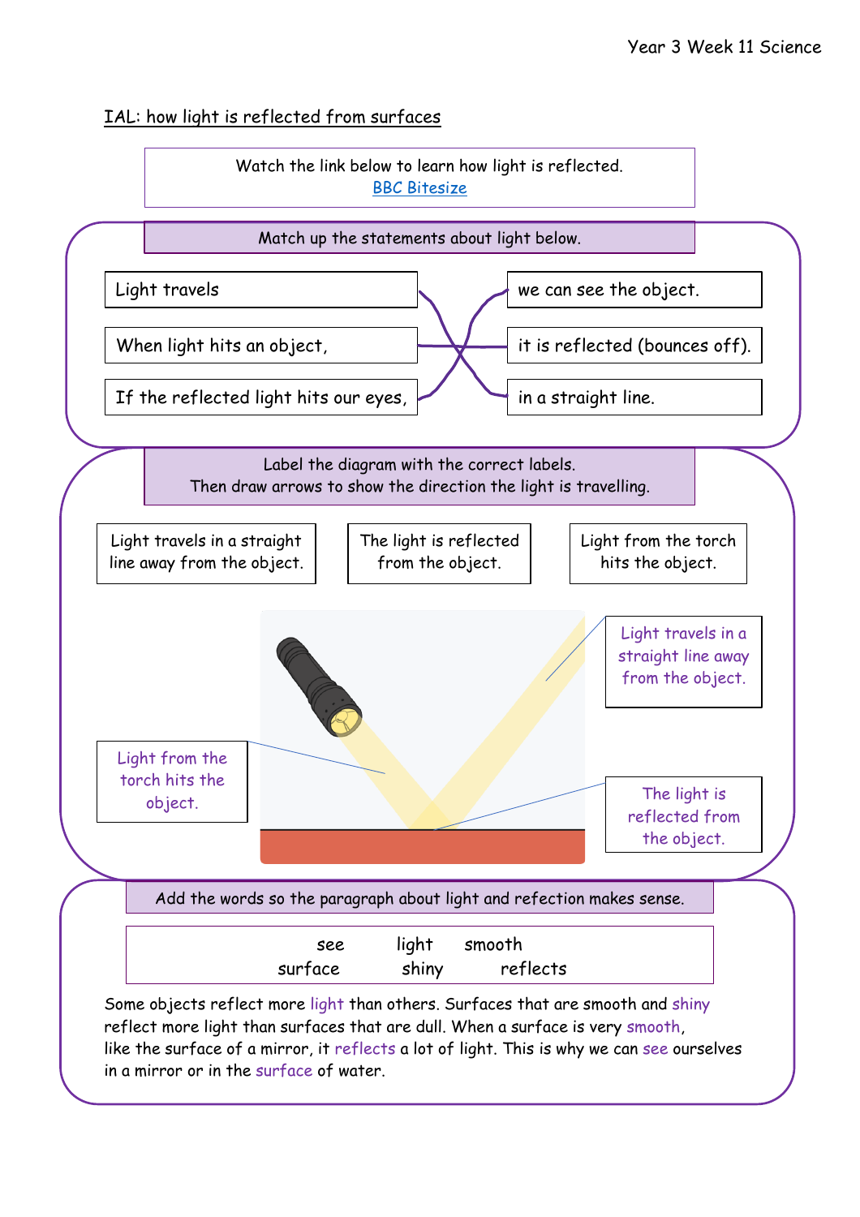IAL: how light is reflected from surfaces

Watch the link below to learn how light is reflected.
[BBC Bitesize]

Match up the statements about light below.

| | |
|---|---|
| Light travels | we can see the object. |
| When light hits an object, | it is reflected (bounces off). |
| If the reflected light hits our eyes, | in a straight line. |

Label the diagram with the correct labels.
Then draw arrows to show the direction the light is travelling.

| Light travels in a straight line away from the object. | The light is reflected from the object. | Light from the torch hits the object. |
|---|---|---|

Light travels in a straight line away from the object.

Light from the torch hits the object.

The light is reflected from the object.

Add the words so the paragraph about light and refection makes sense.

see light smooth
surface shiny reflects

Some objects reflect more light than others. Surfaces that are smooth and shiny reflect more light than surfaces that are dull. When a surface is very smooth, like the surface of a mirror, it reflects a lot of light. This is why we can see ourselves in a mirror or in the surface of water.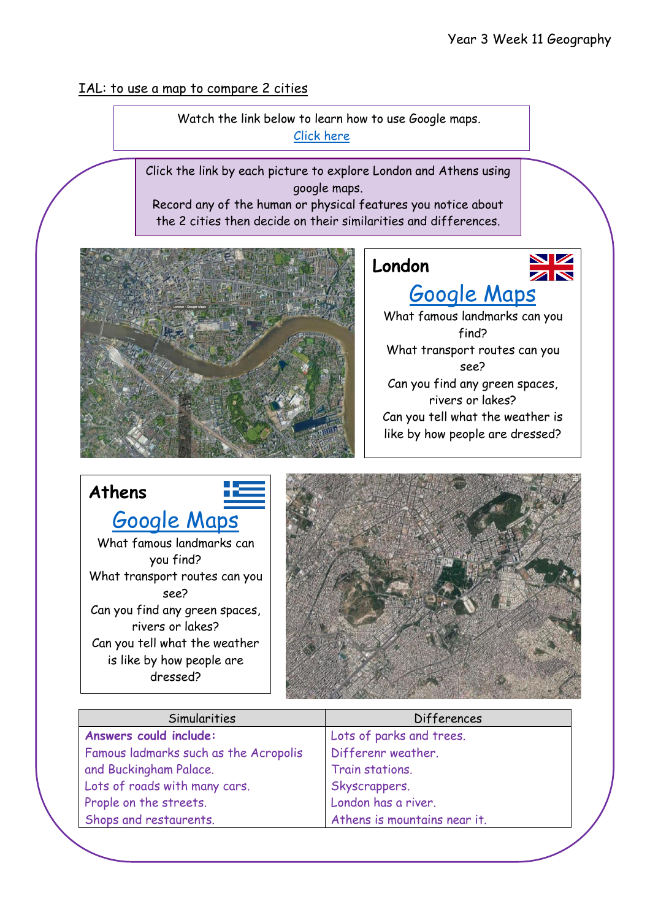IAL: to use a map to compare 2 cities

Watch the link below to learn how to use Google maps.
Click here

Click the link by each picture to explore London and Athens using google maps.
Record any of the human or physical features you notice about the 2 cities then decide on their similarities and differences.

## London

### Google Maps

What famous landmarks can you find?
What transport routes can you see?
Can you find any green spaces, rivers or lakes?
Can you tell what the weather is like by how people are dressed?

## Athens

### Google Maps

What famous landmarks can you find?
What transport routes can you see?
Can you find any green spaces, rivers or lakes?
Can you tell what the weather is like by how people are dressed?

| Simularities | Differences |
| --- | --- |
| **Answers could include:** | Lots of parks and trees. |
| Famous ladmarks such as the Acropolis and Buckingham Palace. | Differenr weather. |
| | Train stations. |
| Lots of roads with many cars. | Skyscrappers. |
| Prople on the streets. | London has a river. |
| Shops and restaurants. | Athens is mountains near it. |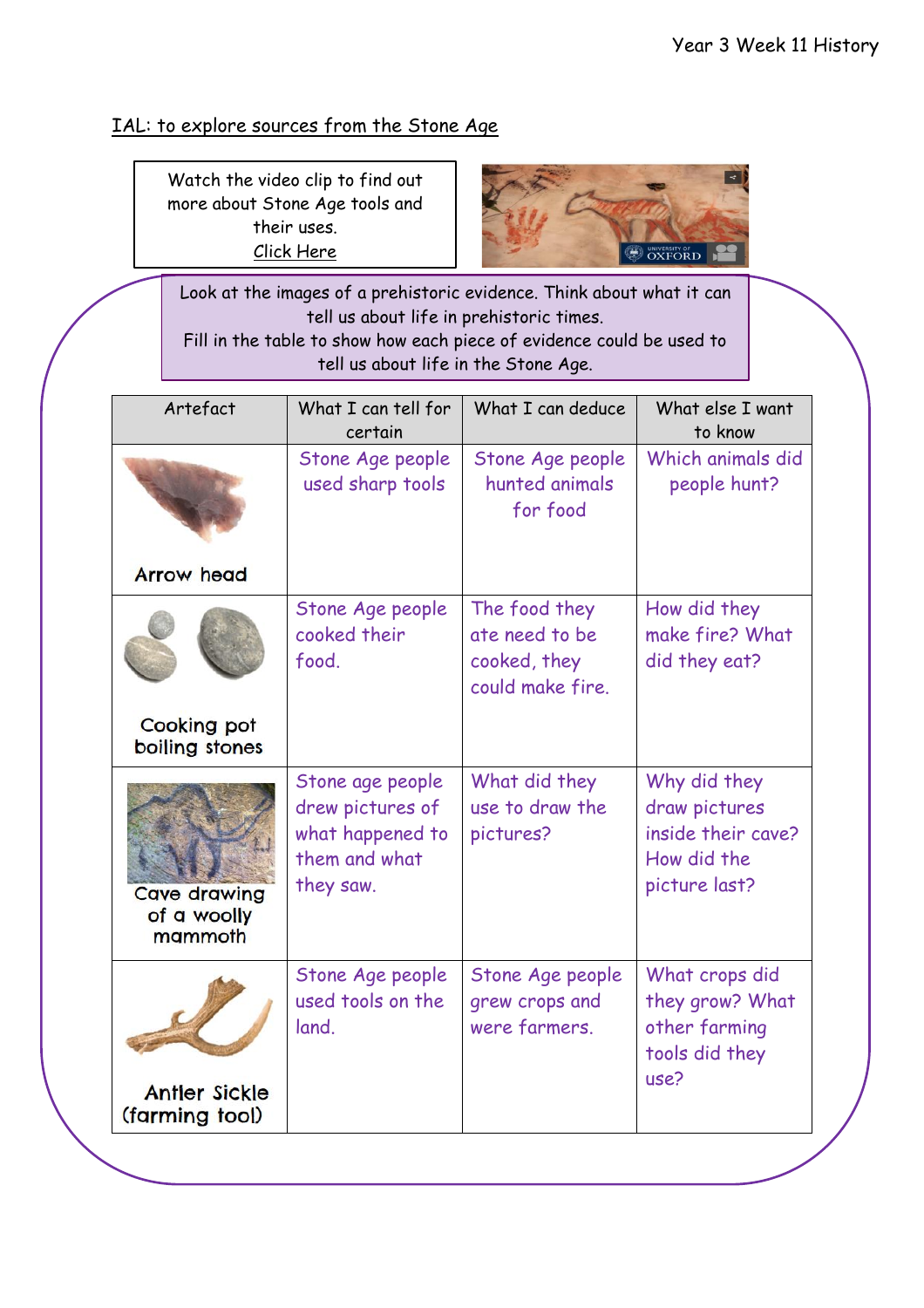Year 3 Week 11 History

IAL: to explore sources from the Stone Age

Watch the video clip to find out more about Stone Age tools and their uses.
Click Here

Look at the images of a prehistoric evidence. Think about what it can tell us about life in prehistoric times.
Fill in the table to show how each piece of evidence could be used to tell us about life in the Stone Age.

| Artefact | What I can tell for certain | What I can deduce | What else I want to know |
|---|---|---|---|
| Arrow head | Stone Age people used sharp tools | Stone Age people hunted animals for food | Which animals did people hunt? |
| Cooking pot boiling stones | Stone Age people cooked their food. | The food they ate need to be cooked, they could make fire. | How did they make fire? What did they eat? |
| Cave drawing of a woolly mammoth | Stone age people drew pictures of what happened to them and what they saw. | What did they use to draw the pictures? | Why did they draw pictures inside their cave? How did the picture last? |
| Antler Sickle (farming tool) | Stone Age people used tools on the land. | Stone Age people grew crops and were farmers. | What crops did they grow? What other farming tools did they use? |